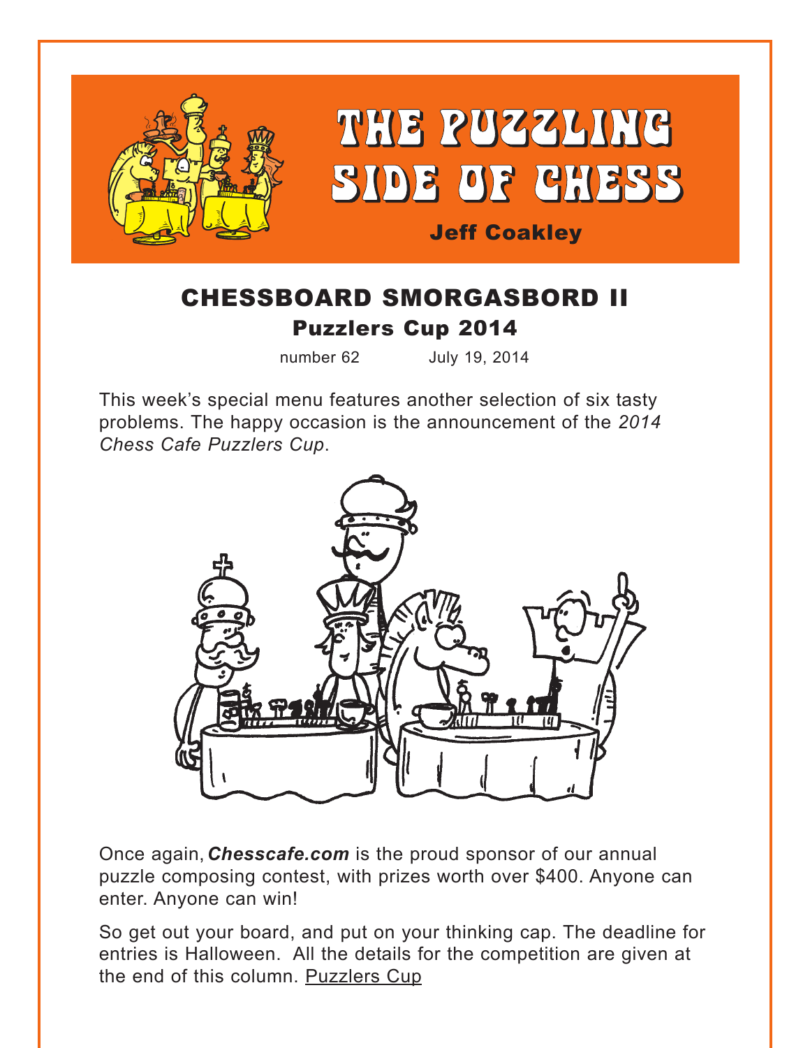# THE PUZZLING SIDE OF CHESS

Jeff Coakley

## CHESSBOARD SMORGASBORD II

### Puzzlers Cup 2014

number 62 July 19, 2014

This week's special menu features another selection of six tasty problems. The happy occasion is the announcement of the *2014 Chess Cafe Puzzlers Cup*.

Once again, ***Chesscafe.com*** is the proud sponsor of our annual puzzle composing contest, with prizes worth over $400. Anyone can enter. Anyone can win!

So get out your board, and put on your thinking cap. The deadline for entries is Halloween. All the details for the competition are given at the end of this column. Puzzlers Cup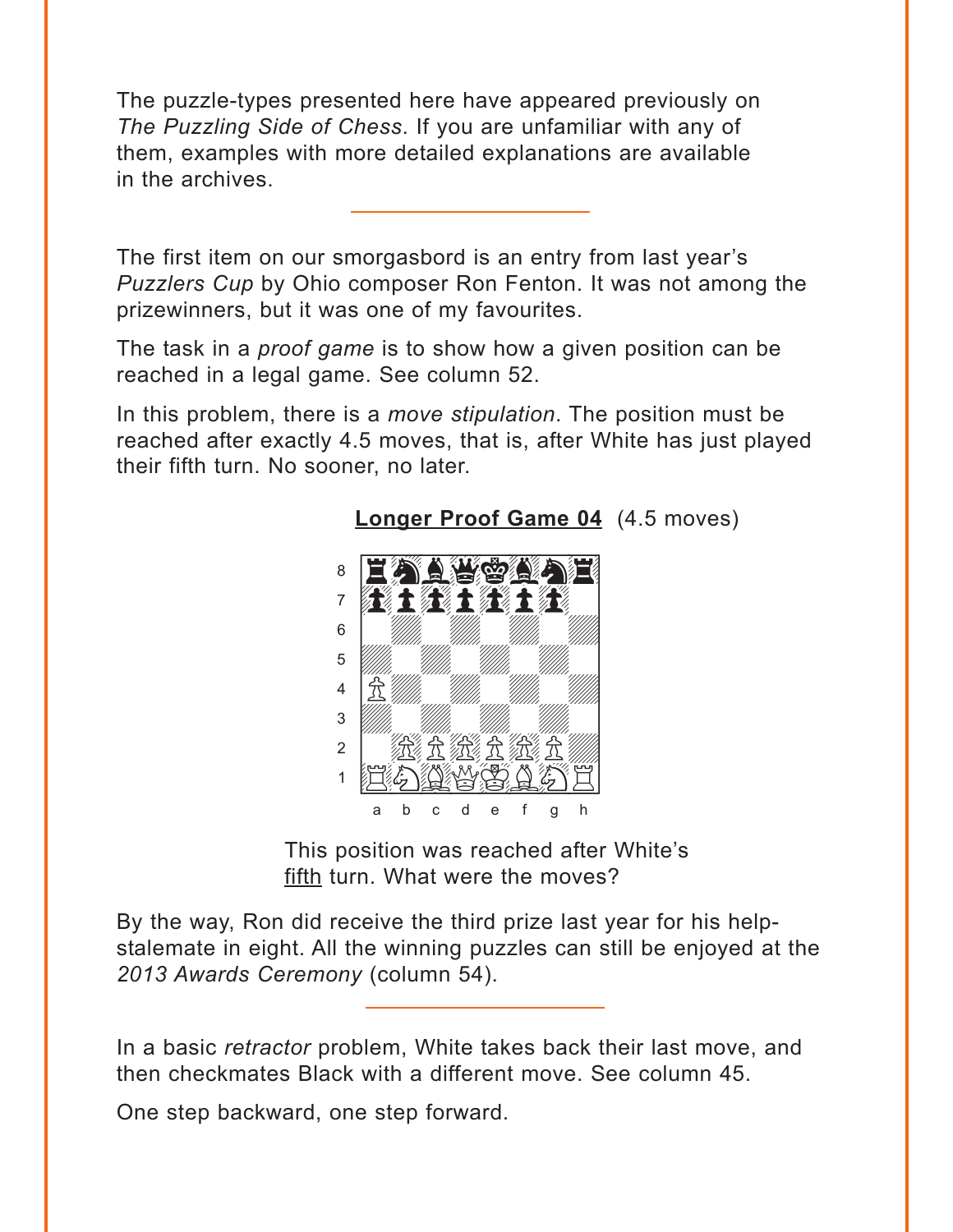The puzzle-types presented here have appeared previously on *The Puzzling Side of Chess*. If you are unfamiliar with any of them, examples with more detailed explanations are available in the archives.

---

The first item on our smorgasbord is an entry from last year's *Puzzlers Cup* by Ohio composer Ron Fenton. It was not among the prizewinners, but it was one of my favourites.

The task in a *proof game* is to show how a given position can be reached in a legal game. See column 52.

In this problem, there is a *move stipulation*. The position must be reached after exactly 4.5 moves, that is, after White has just played their fifth turn. No sooner, no later.

**Longer Proof Game 04** (4.5 moves)

This position was reached after White's fifth turn. What were the moves?

By the way, Ron did receive the third prize last year for his help-stalemate in eight. All the winning puzzles can still be enjoyed at the *2013 Awards Ceremony* (column 54).

---

In a basic *retractor* problem, White takes back their last move, and then checkmates Black with a different move. See column 45.

One step backward, one step forward.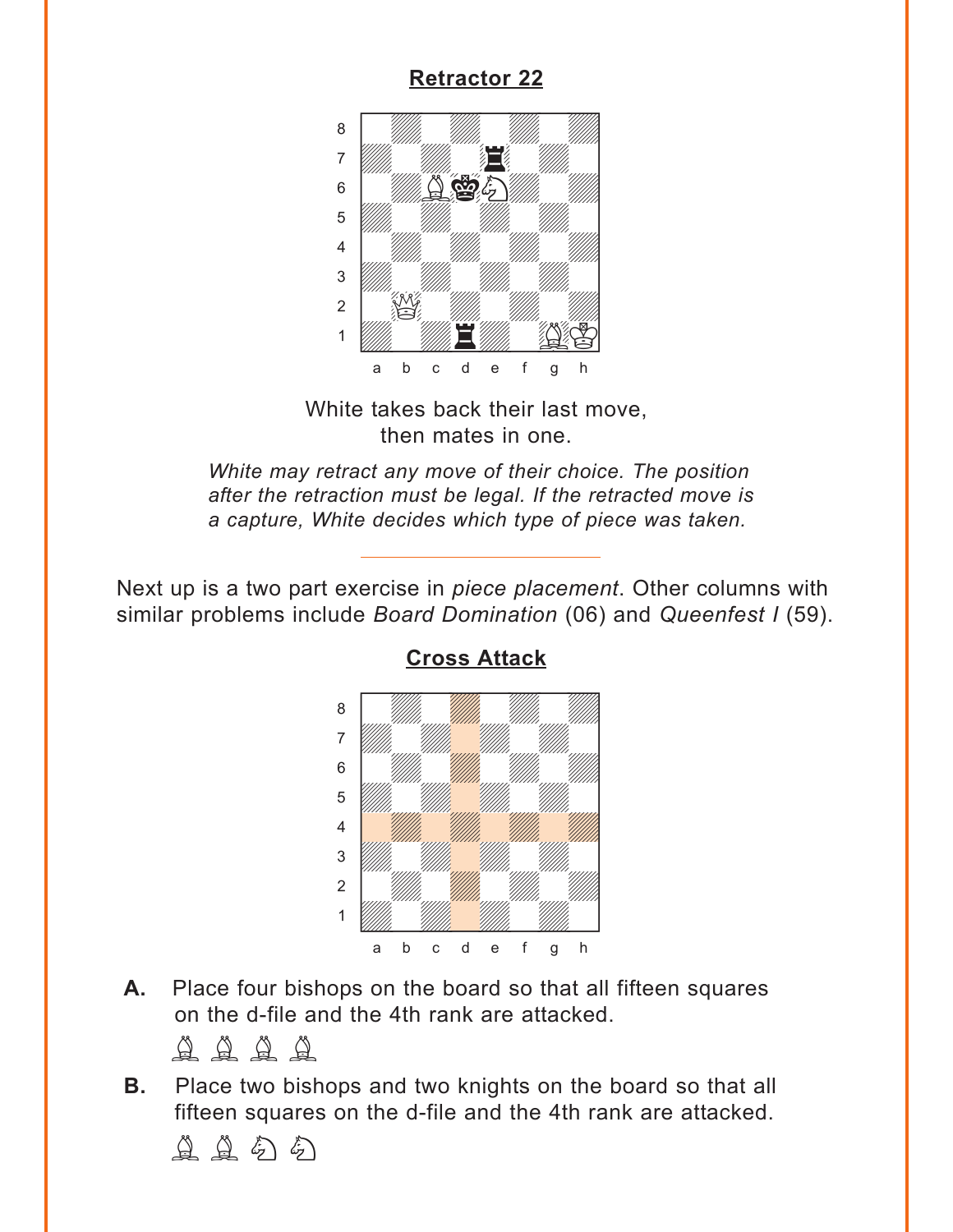## Retractor 22

White takes back their last move,
then mates in one.

*White may retract any move of their choice. The position after the retraction must be legal. If the retracted move is a capture, White decides which type of piece was taken.*

---

Next up is a two part exercise in *piece placement*. Other columns with similar problems include *Board Domination* (06) and *Queenfest I* (59).

## Cross Attack

**A.** Place four bishops on the board so that all fifteen squares on the d-file and the 4th rank are attacked.

♗ ♗ ♗ ♗

**B.** Place two bishops and two knights on the board so that all fifteen squares on the d-file and the 4th rank are attacked.

♗ ♗ ♘ ♘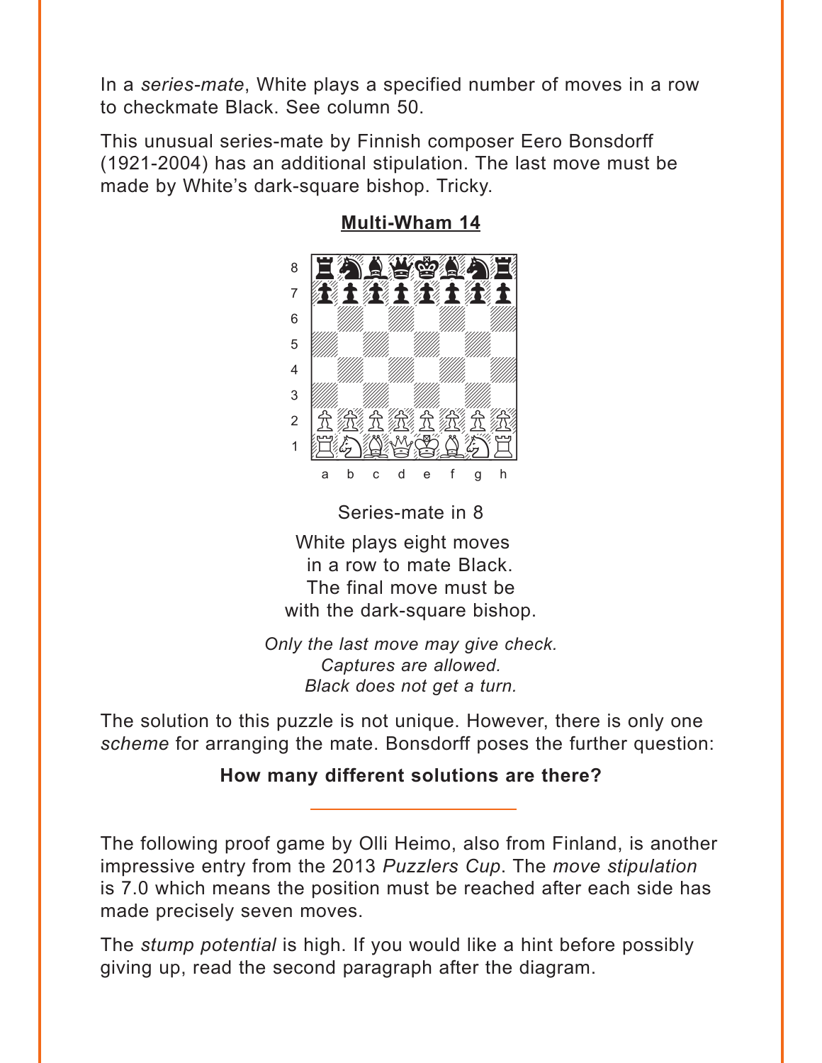In a *series-mate*, White plays a specified number of moves in a row to checkmate Black. See column 50.

This unusual series-mate by Finnish composer Eero Bonsdorff (1921-2004) has an additional stipulation. The last move must be made by White's dark-square bishop. Tricky.

## Multi-Wham 14

Series-mate in 8

White plays eight moves in a row to mate Black. The final move must be with the dark-square bishop.

*Only the last move may give check. Captures are allowed. Black does not get a turn.*

The solution to this puzzle is not unique. However, there is only one *scheme* for arranging the mate. Bonsdorff poses the further question:

**How many different solutions are there?**

---

The following proof game by Olli Heimo, also from Finland, is another impressive entry from the 2013 *Puzzlers Cup*. The *move stipulation* is 7.0 which means the position must be reached after each side has made precisely seven moves.

The *stump potential* is high. If you would like a hint before possibly giving up, read the second paragraph after the diagram.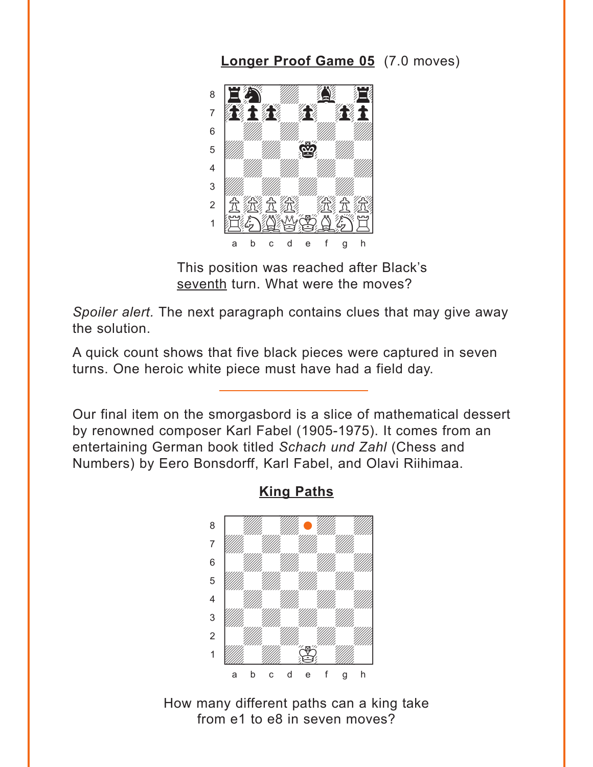**Longer Proof Game 05** (7.0 moves)

This position was reached after Black's seventh turn. What were the moves?

*Spoiler alert.* The next paragraph contains clues that may give away the solution.

A quick count shows that five black pieces were captured in seven turns. One heroic white piece must have had a field day.

---

Our final item on the smorgasbord is a slice of mathematical dessert by renowned composer Karl Fabel (1905-1975). It comes from an entertaining German book titled *Schach und Zahl* (Chess and Numbers) by Eero Bonsdorff, Karl Fabel, and Olavi Riihimaa.

**King Paths**

How many different paths can a king take from e1 to e8 in seven moves?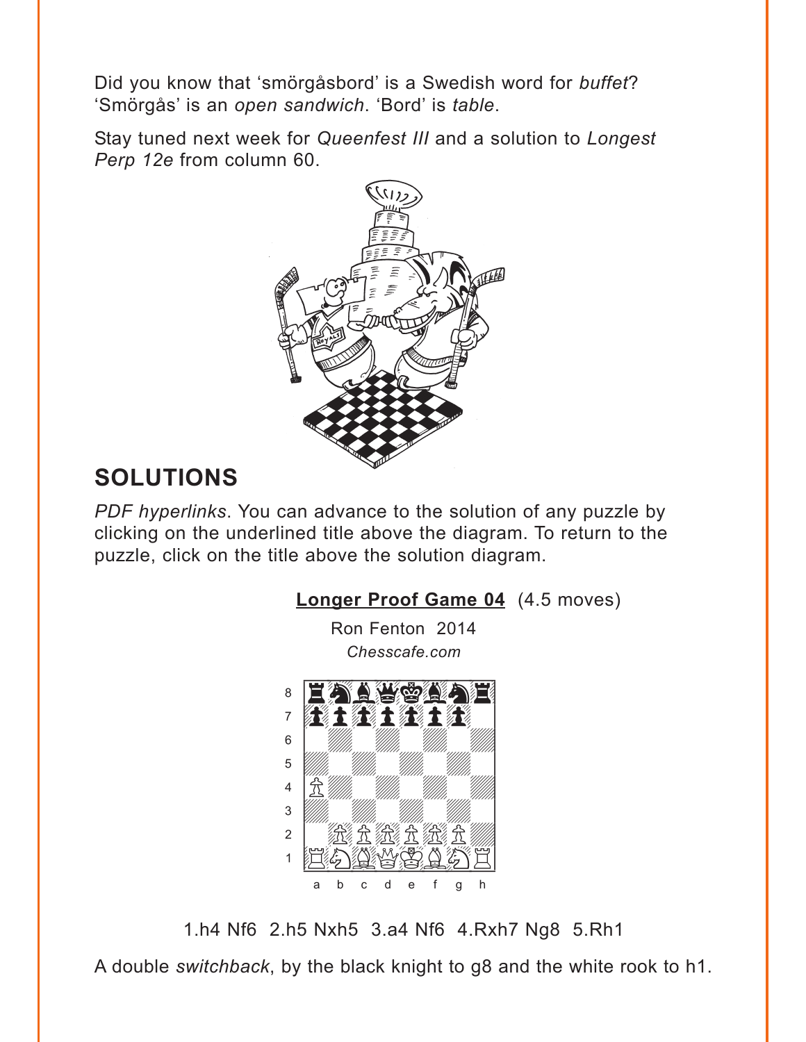Did you know that 'smörgåsbord' is a Swedish word for *buffet*? 'Smörgås' is an *open sandwich*. 'Bord' is *table*.

Stay tuned next week for *Queenfest III* and a solution to *Longest Perp 12e* from column 60.

## SOLUTIONS

*PDF hyperlinks*. You can advance to the solution of any puzzle by clicking on the underlined title above the diagram. To return to the puzzle, click on the title above the solution diagram.

**Longer Proof Game 04** (4.5 moves)

Ron Fenton 2014

*Chesscafe.com*

1.h4 Nf6 2.h5 Nxh5 3.a4 Nf6 4.Rxh7 Ng8 5.Rh1

A double *switchback*, by the black knight to g8 and the white rook to h1.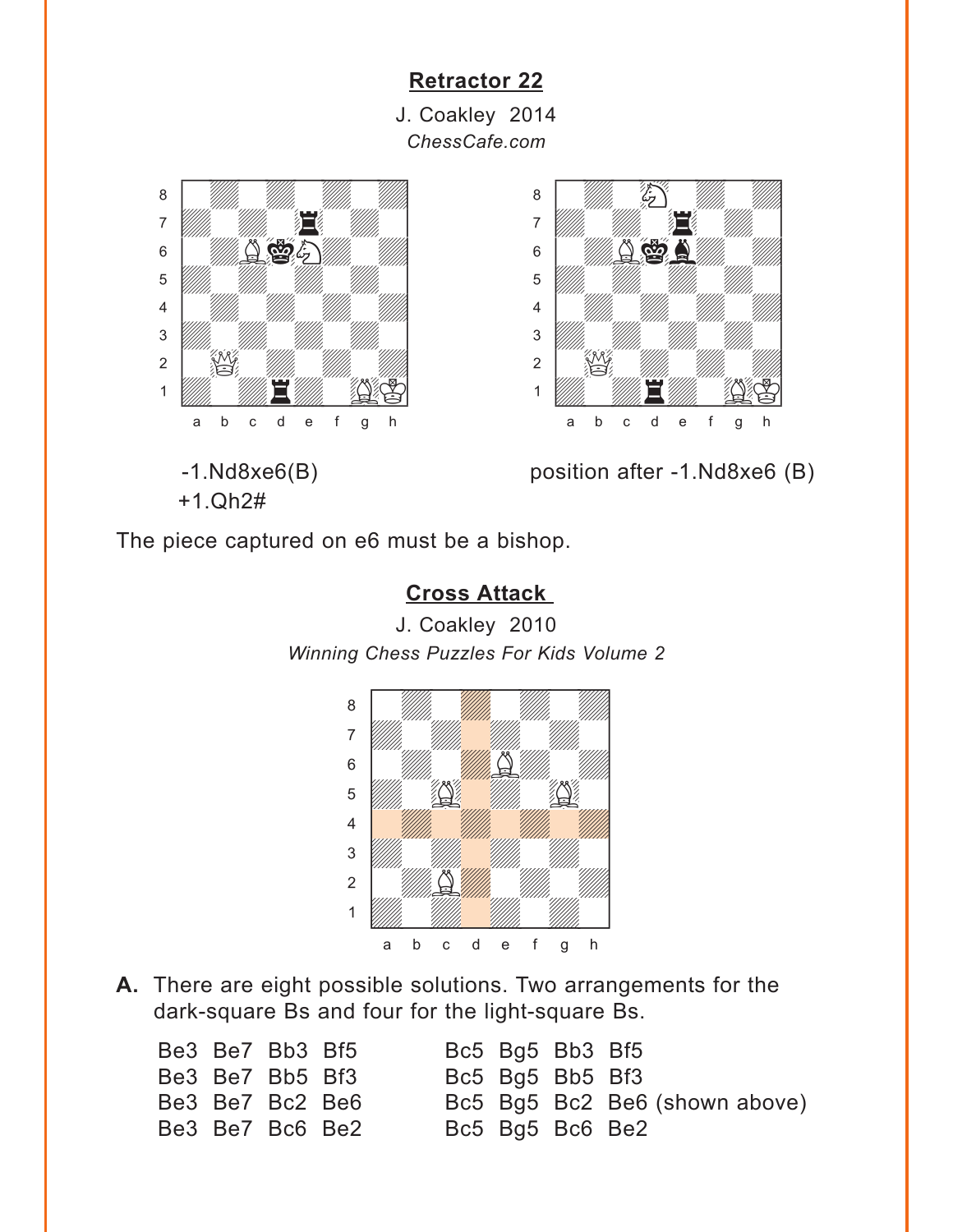## Retractor 22

J. Coakley 2014

*ChessCafe.com*

-1.Nd8xe6(B)
+1.Qh2#

position after -1.Nd8xe6 (B)

The piece captured on e6 must be a bishop.

## Cross Attack

J. Coakley 2010

*Winning Chess Puzzles For Kids Volume 2*

**A.** There are eight possible solutions. Two arrangements for the dark-square Bs and four for the light-square Bs.

| | |
|---|---|
| Be3 Be7 Bb3 Bf5 | Bc5 Bg5 Bb3 Bf5 |
| Be3 Be7 Bb5 Bf3 | Bc5 Bg5 Bb5 Bf3 |
| Be3 Be7 Bc2 Be6 | Bc5 Bg5 Bc2 Be6 (shown above) |
| Be3 Be7 Bc6 Be2 | Bc5 Bg5 Bc6 Be2 |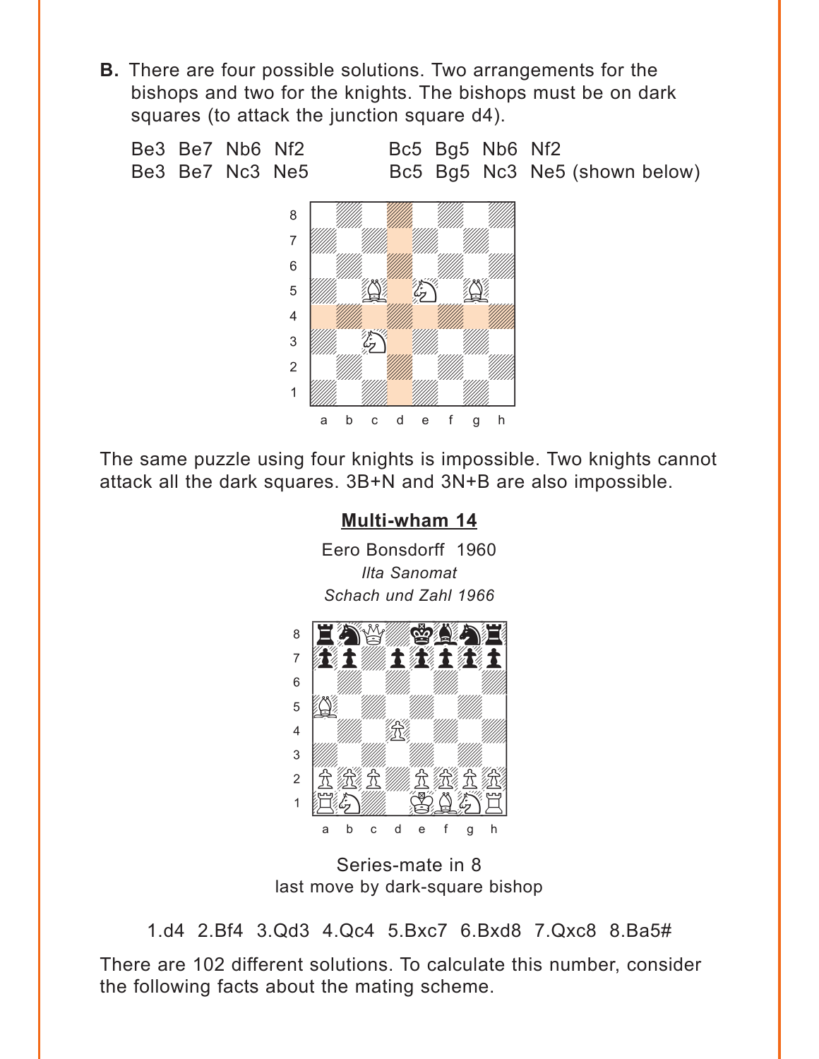**B.** There are four possible solutions. Two arrangements for the bishops and two for the knights. The bishops must be on dark squares (to attack the junction square d4).

Be3 Be7 Nb6 Nf2 &nbsp;&nbsp;&nbsp;&nbsp;&nbsp;&nbsp; Bc5 Bg5 Nb6 Nf2
Be3 Be7 Nc3 Ne5 &nbsp;&nbsp;&nbsp;&nbsp;&nbsp;&nbsp; Bc5 Bg5 Nc3 Ne5 (shown below)

The same puzzle using four knights is impossible. Two knights cannot attack all the dark squares. 3B+N and 3N+B are also impossible.

## Multi-wham 14

Eero Bonsdorff 1960
*Ilta Sanomat*
*Schach und Zahl 1966*

Series-mate in 8
last move by dark-square bishop

1.d4 2.Bf4 3.Qd3 4.Qc4 5.Bxc7 6.Bxd8 7.Qxc8 8.Ba5#

There are 102 different solutions. To calculate this number, consider the following facts about the mating scheme.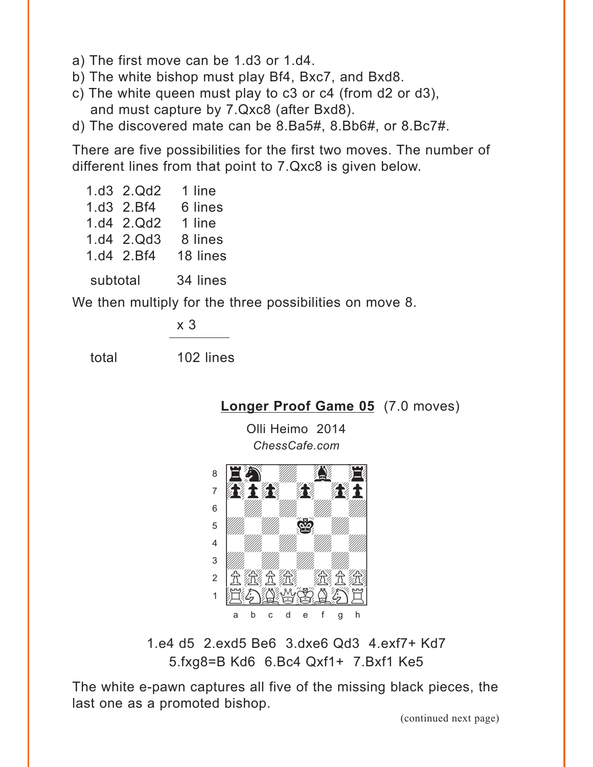a) The first move can be 1.d3 or 1.d4.
b) The white bishop must play Bf4, Bxc7, and Bxd8.
c) The white queen must play to c3 or c4 (from d2 or d3), and must capture by 7.Qxc8 (after Bxd8).
d) The discovered mate can be 8.Ba5#, 8.Bb6#, or 8.Bc7#.

There are five possibilities for the first two moves. The number of different lines from that point to 7.Qxc8 is given below.

| | |
|---|---|
| 1.d3 2.Qd2 | 1 line |
| 1.d3 2.Bf4 | 6 lines |
| 1.d4 2.Qd2 | 1 line |
| 1.d4 2.Qd3 | 8 lines |
| 1.d4 2.Bf4 | 18 lines |
| subtotal | 34 lines |

We then multiply for the three possibilities on move 8.

| | |
|---|---|
| | x 3 |
| total | 102 lines |

## Longer Proof Game 05 (7.0 moves)

Olli Heimo 2014
*ChessCafe.com*

1.e4 d5 2.exd5 Be6 3.dxe6 Qd3 4.exf7+ Kd7 5.fxg8=B Kd6 6.Bc4 Qxf1+ 7.Bxf1 Ke5

The white e-pawn captures all five of the missing black pieces, the last one as a promoted bishop.

(continued next page)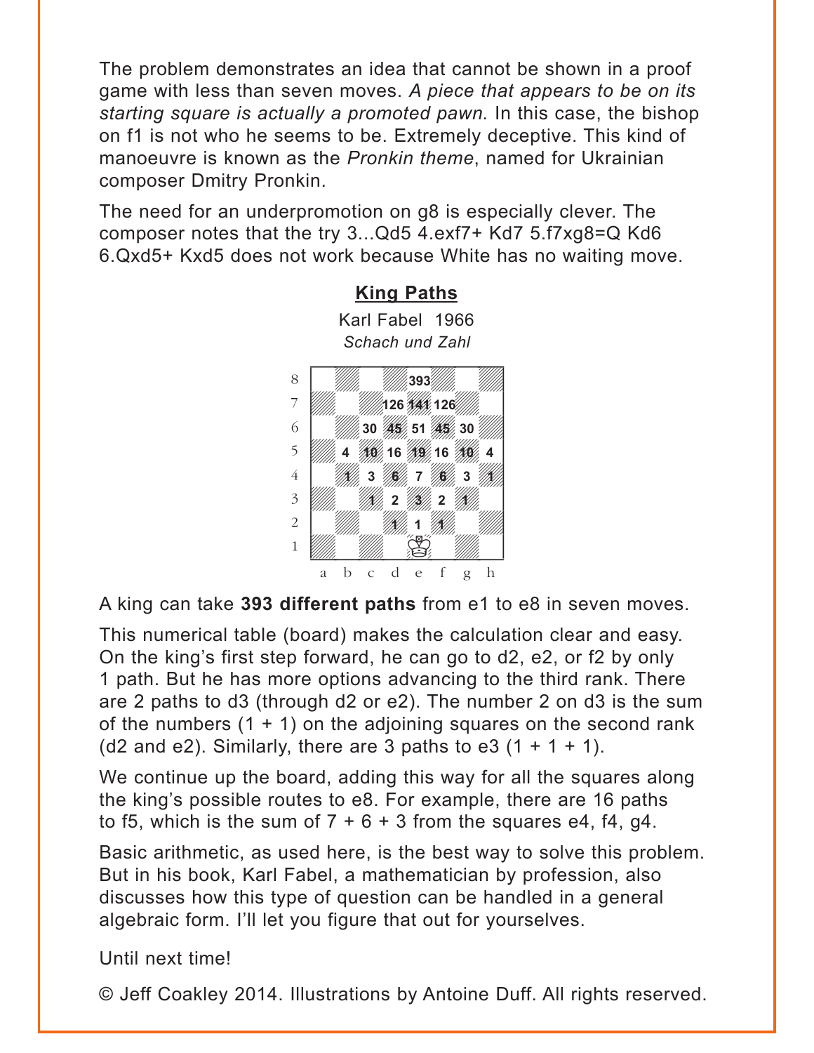The problem demonstrates an idea that cannot be shown in a proof game with less than seven moves. *A piece that appears to be on its starting square is actually a promoted pawn.* In this case, the bishop on f1 is not who he seems to be. Extremely deceptive. This kind of manoeuvre is known as the *Pronkin theme*, named for Ukrainian composer Dmitry Pronkin.

The need for an underpromotion on g8 is especially clever. The composer notes that the try 3...Qd5 4.exf7+ Kd7 5.f7xg8=Q Kd6 6.Qxd5+ Kxd5 does not work because White has no waiting move.

## King Paths

Karl Fabel 1966
*Schach und Zahl*

| | a | b | c | d | e | f | g | h |
|---|---|---|---|---|---|---|---|---|
| 8 | | | | | 393 | | | |
| 7 | | | | 126 | 141 | 126 | | |
| 6 | | | 30 | 45 | 51 | 45 | 30 | |
| 5 | | 4 | 10 | 16 | 19 | 16 | 10 | 4 |
| 4 | | 1 | 3 | 6 | 7 | 6 | 3 | 1 |
| 3 | | | 1 | 2 | 3 | 2 | 1 | |
| 2 | | | | 1 | 1 | 1 | | |
| 1 | | | | | K | | | |

A king can take **393 different paths** from e1 to e8 in seven moves.

This numerical table (board) makes the calculation clear and easy. On the king's first step forward, he can go to d2, e2, or f2 by only 1 path. But he has more options advancing to the third rank. There are 2 paths to d3 (through d2 or e2). The number 2 on d3 is the sum of the numbers (1 + 1) on the adjoining squares on the second rank (d2 and e2). Similarly, there are 3 paths to e3 (1 + 1 + 1).

We continue up the board, adding this way for all the squares along the king's possible routes to e8. For example, there are 16 paths to f5, which is the sum of 7 + 6 + 3 from the squares e4, f4, g4.

Basic arithmetic, as used here, is the best way to solve this problem. But in his book, Karl Fabel, a mathematician by profession, also discusses how this type of question can be handled in a general algebraic form. I'll let you figure that out for yourselves.

Until next time!

© Jeff Coakley 2014. Illustrations by Antoine Duff. All rights reserved.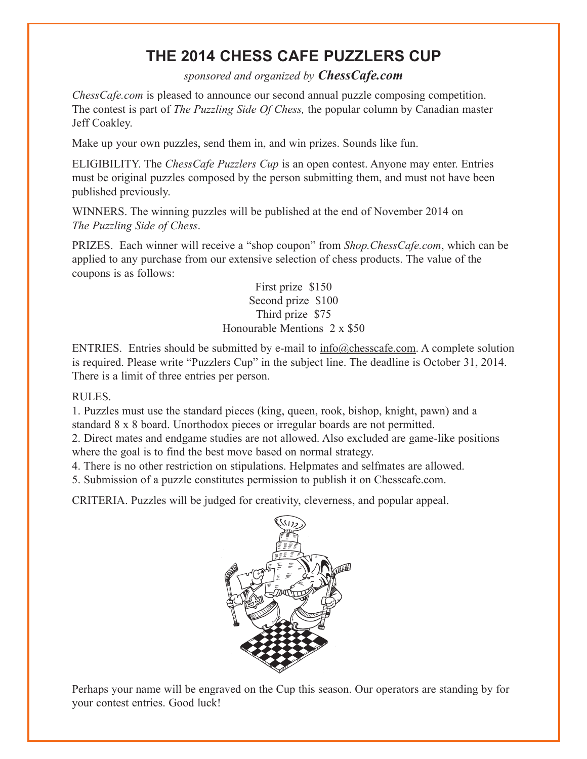# THE 2014 CHESS CAFE PUZZLERS CUP

*sponsored and organized by* ***ChessCafe.com***

*ChessCafe.com* is pleased to announce our second annual puzzle composing competition. The contest is part of *The Puzzling Side Of Chess,* the popular column by Canadian master Jeff Coakley.

Make up your own puzzles, send them in, and win prizes. Sounds like fun.

ELIGIBILITY. The *ChessCafe Puzzlers Cup* is an open contest. Anyone may enter. Entries must be original puzzles composed by the person submitting them, and must not have been published previously.

WINNERS. The winning puzzles will be published at the end of November 2014 on *The Puzzling Side of Chess*.

PRIZES. Each winner will receive a "shop coupon" from *Shop.ChessCafe.com*, which can be applied to any purchase from our extensive selection of chess products. The value of the coupons is as follows:

First prize $150
Second prize $100
Third prize $75
Honourable Mentions 2 x $50

ENTRIES. Entries should be submitted by e-mail to info@chesscafe.com. A complete solution is required. Please write "Puzzlers Cup" in the subject line. The deadline is October 31, 2014. There is a limit of three entries per person.

RULES.
1. Puzzles must use the standard pieces (king, queen, rook, bishop, knight, pawn) and a standard 8 x 8 board. Unorthodox pieces or irregular boards are not permitted.
2. Direct mates and endgame studies are not allowed. Also excluded are game-like positions where the goal is to find the best move based on normal strategy.
4. There is no other restriction on stipulations. Helpmates and selfmates are allowed.
5. Submission of a puzzle constitutes permission to publish it on Chesscafe.com.

CRITERIA. Puzzles will be judged for creativity, cleverness, and popular appeal.

Perhaps your name will be engraved on the Cup this season. Our operators are standing by for your contest entries. Good luck!